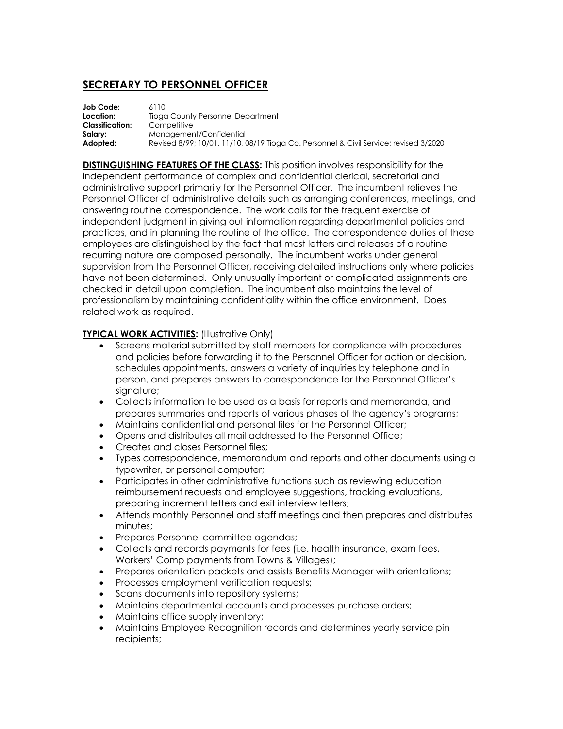# SECRETARY TO PERSONNEL OFFICER

**Job Code:** 6110
**Location:** Tioga County Personnel Department
**Classification:** Competitive
**Salary:** Management/Confidential
**Adopted:** Revised 8/99; 10/01, 11/10, 08/19 Tioga Co. Personnel & Civil Service; revised 3/2020

**DISTINGUISHING FEATURES OF THE CLASS:** This position involves responsibility for the independent performance of complex and confidential clerical, secretarial and administrative support primarily for the Personnel Officer. The incumbent relieves the Personnel Officer of administrative details such as arranging conferences, meetings, and answering routine correspondence. The work calls for the frequent exercise of independent judgment in giving out information regarding departmental policies and practices, and in planning the routine of the office. The correspondence duties of these employees are distinguished by the fact that most letters and releases of a routine recurring nature are composed personally. The incumbent works under general supervision from the Personnel Officer, receiving detailed instructions only where policies have not been determined. Only unusually important or complicated assignments are checked in detail upon completion. The incumbent also maintains the level of professionalism by maintaining confidentiality within the office environment. Does related work as required.

**TYPICAL WORK ACTIVITIES:** (Illustrative Only)

- Screens material submitted by staff members for compliance with procedures and policies before forwarding it to the Personnel Officer for action or decision, schedules appointments, answers a variety of inquiries by telephone and in person, and prepares answers to correspondence for the Personnel Officer's signature;
- Collects information to be used as a basis for reports and memoranda, and prepares summaries and reports of various phases of the agency's programs;
- Maintains confidential and personal files for the Personnel Officer;
- Opens and distributes all mail addressed to the Personnel Office;
- Creates and closes Personnel files;
- Types correspondence, memorandum and reports and other documents using a typewriter, or personal computer;
- Participates in other administrative functions such as reviewing education reimbursement requests and employee suggestions, tracking evaluations, preparing increment letters and exit interview letters;
- Attends monthly Personnel and staff meetings and then prepares and distributes minutes;
- Prepares Personnel committee agendas;
- Collects and records payments for fees (i.e. health insurance, exam fees, Workers' Comp payments from Towns & Villages);
- Prepares orientation packets and assists Benefits Manager with orientations;
- Processes employment verification requests;
- Scans documents into repository systems;
- Maintains departmental accounts and processes purchase orders;
- Maintains office supply inventory;
- Maintains Employee Recognition records and determines yearly service pin recipients;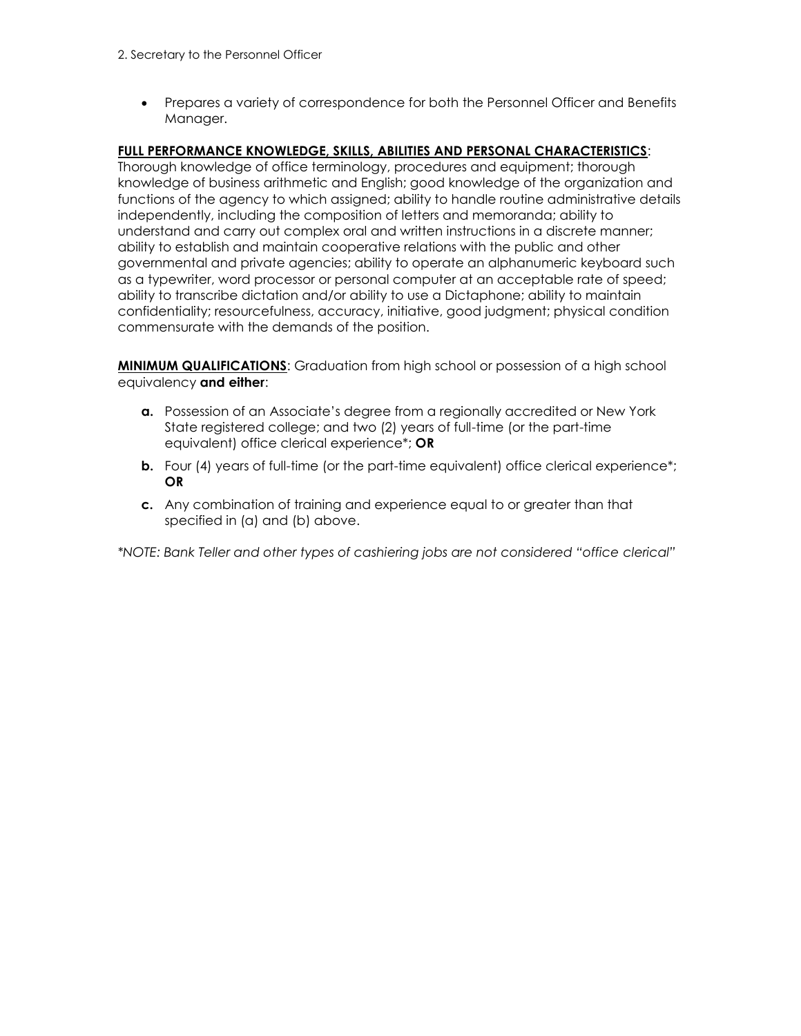2. Secretary to the Personnel Officer

- Prepares a variety of correspondence for both the Personnel Officer and Benefits Manager.

**FULL PERFORMANCE KNOWLEDGE, SKILLS, ABILITIES AND PERSONAL CHARACTERISTICS**:
Thorough knowledge of office terminology, procedures and equipment; thorough knowledge of business arithmetic and English; good knowledge of the organization and functions of the agency to which assigned; ability to handle routine administrative details independently, including the composition of letters and memoranda; ability to understand and carry out complex oral and written instructions in a discrete manner; ability to establish and maintain cooperative relations with the public and other governmental and private agencies; ability to operate an alphanumeric keyboard such as a typewriter, word processor or personal computer at an acceptable rate of speed; ability to transcribe dictation and/or ability to use a Dictaphone; ability to maintain confidentiality; resourcefulness, accuracy, initiative, good judgment; physical condition commensurate with the demands of the position.

**MINIMUM QUALIFICATIONS**: Graduation from high school or possession of a high school equivalency **and either**:

- **a.** Possession of an Associate's degree from a regionally accredited or New York State registered college; and two (2) years of full-time (or the part-time equivalent) office clerical experience*; **OR**
- **b.** Four (4) years of full-time (or the part-time equivalent) office clerical experience*; **OR**
- **c.** Any combination of training and experience equal to or greater than that specified in (a) and (b) above.

*\*NOTE: Bank Teller and other types of cashiering jobs are not considered "office clerical"*